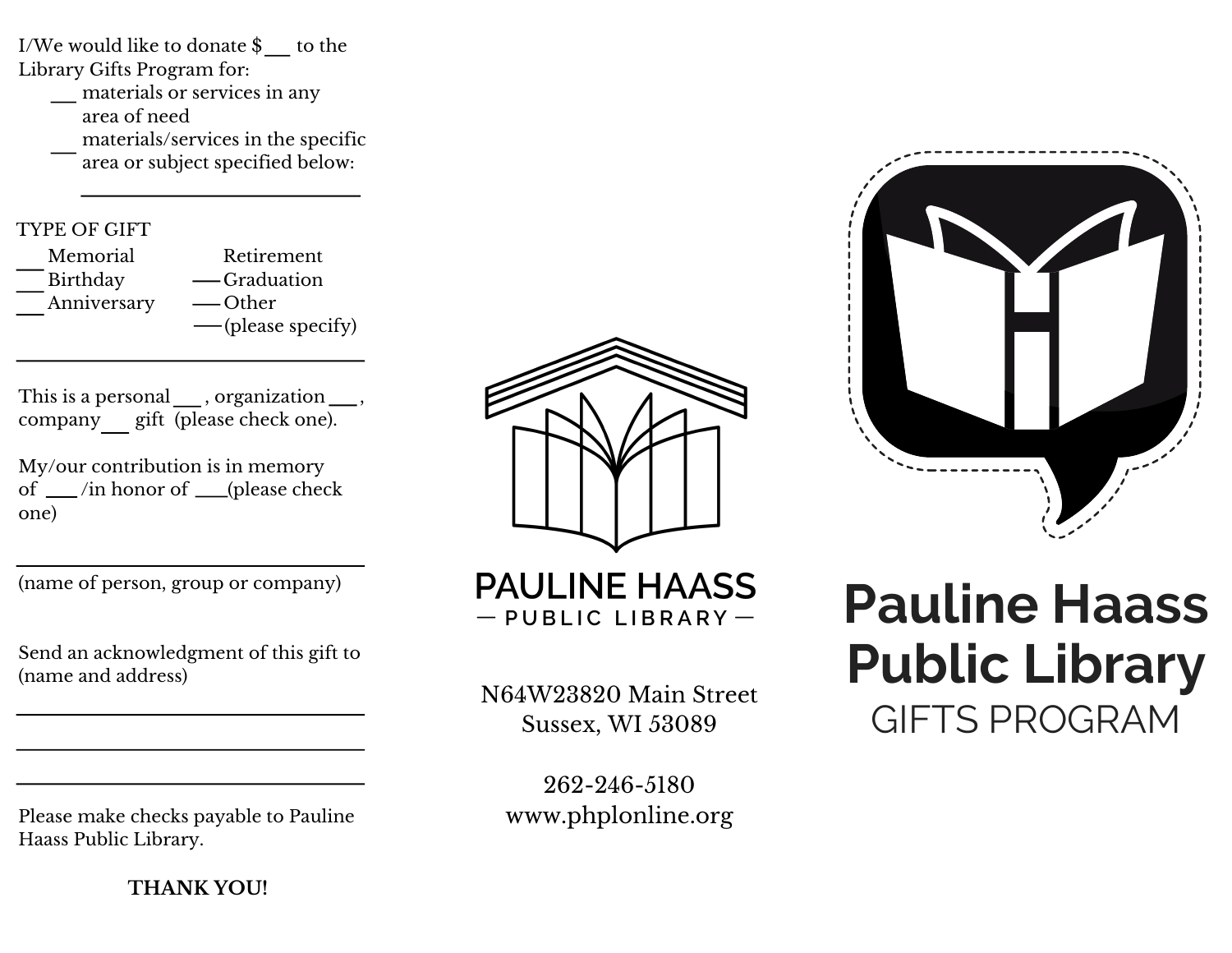I/We would like to donate $___ to the Library Gifts Program for:

- ___ materials or services in any area of need
- ___ materials/services in the specific area or subject specified below:

______________________________

TYPE OF GIFT

___ Memorial
___ Birthday
___ Anniversary
___ Retirement
___ Graduation
___ Other (please specify)

______________________________

This is a personal ___, organization ___, company ___ gift (please check one).

My/our contribution is in memory of ___ /in honor of ___ (please check one)

______________________________

(name of person, group or company)

Send an acknowledgment of this gift to (name and address)

______________________________

______________________________

______________________________

Please make checks payable to Pauline Haass Public Library.

**THANK YOU!**

PAULINE HAASS
— PUBLIC LIBRARY —

N64W23820 Main Street
Sussex, WI 53089

262-246-5180
www.phplonline.org

# Pauline Haass Public Library

## GIFTS PROGRAM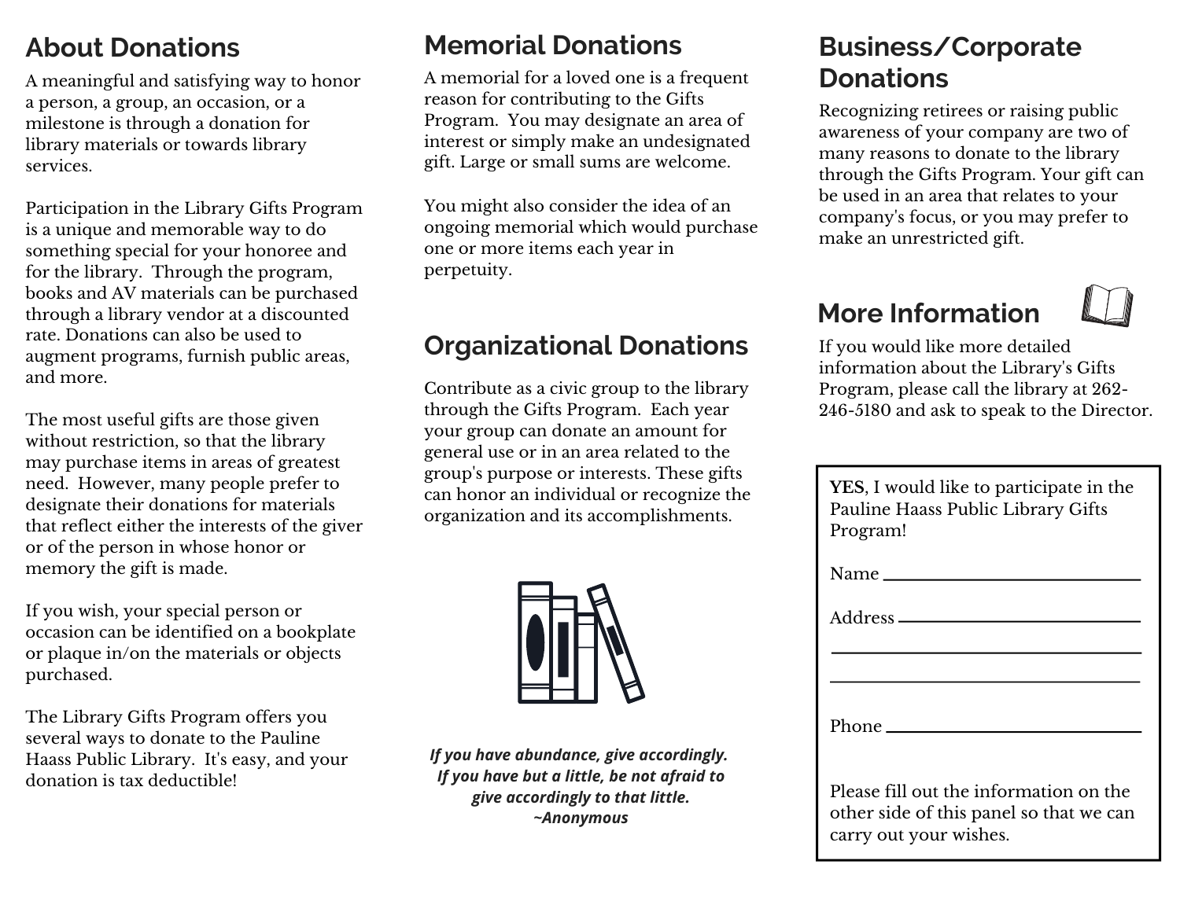## About Donations

A meaningful and satisfying way to honor a person, a group, an occasion, or a milestone is through a donation for library materials or towards library services.

Participation in the Library Gifts Program is a unique and memorable way to do something special for your honoree and for the library. Through the program, books and AV materials can be purchased through a library vendor at a discounted rate. Donations can also be used to augment programs, furnish public areas, and more.

The most useful gifts are those given without restriction, so that the library may purchase items in areas of greatest need. However, many people prefer to designate their donations for materials that reflect either the interests of the giver or of the person in whose honor or memory the gift is made.

If you wish, your special person or occasion can be identified on a bookplate or plaque in/on the materials or objects purchased.

The Library Gifts Program offers you several ways to donate to the Pauline Haass Public Library. It's easy, and your donation is tax deductible!

## Memorial Donations

A memorial for a loved one is a frequent reason for contributing to the Gifts Program. You may designate an area of interest or simply make an undesignated gift. Large or small sums are welcome.

You might also consider the idea of an ongoing memorial which would purchase one or more items each year in perpetuity.

## Organizational Donations

Contribute as a civic group to the library through the Gifts Program. Each year your group can donate an amount for general use or in an area related to the group's purpose or interests. These gifts can honor an individual or recognize the organization and its accomplishments.

***If you have abundance, give accordingly. If you have but a little, be not afraid to give accordingly to that little. ~Anonymous***

## Business/Corporate Donations

Recognizing retirees or raising public awareness of your company are two of many reasons to donate to the library through the Gifts Program. Your gift can be used in an area that relates to your company's focus, or you may prefer to make an unrestricted gift.

## More Information

If you would like more detailed information about the Library's Gifts Program, please call the library at 262-246-5180 and ask to speak to the Director.

**YES**, I would like to participate in the Pauline Haass Public Library Gifts Program!

Name ______________________________

Address ____________________________

___________________________________

___________________________________

Phone ______________________________

Please fill out the information on the other side of this panel so that we can carry out your wishes.